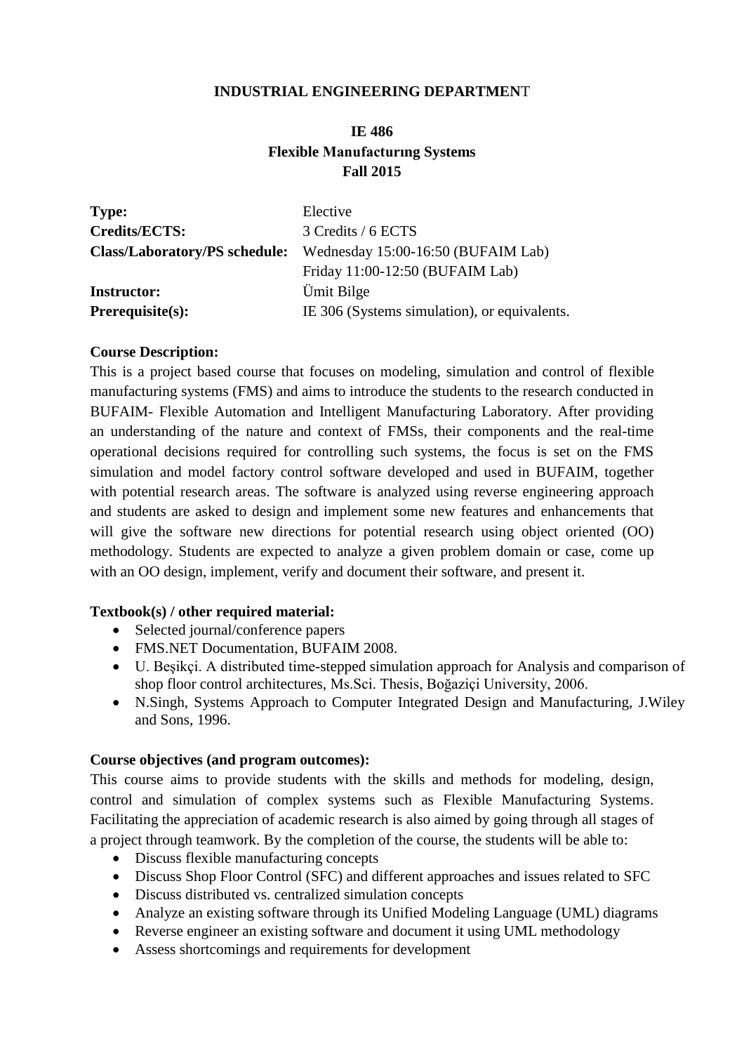**INDUSTRIAL ENGINEERING DEPARTMENT**

**IE 486**
**Flexible Manufacturıng Systems**
**Fall 2015**

| | |
|---|---|
| **Type:** | Elective |
| **Credits/ECTS:** | 3 Credits / 6 ECTS |
| **Class/Laboratory/PS schedule:** | Wednesday 15:00-16:50 (BUFAIM Lab)<br>Friday 11:00-12:50 (BUFAIM Lab) |
| **Instructor:** | Ümit Bilge |
| **Prerequisite(s):** | IE 306 (Systems simulation), or equivalents. |

**Course Description:**

This is a project based course that focuses on modeling, simulation and control of flexible manufacturing systems (FMS) and aims to introduce the students to the research conducted in BUFAIM- Flexible Automation and Intelligent Manufacturing Laboratory. After providing an understanding of the nature and context of FMSs, their components and the real-time operational decisions required for controlling such systems, the focus is set on the FMS simulation and model factory control software developed and used in BUFAIM, together with potential research areas. The software is analyzed using reverse engineering approach and students are asked to design and implement some new features and enhancements that will give the software new directions for potential research using object oriented (OO) methodology. Students are expected to analyze a given problem domain or case, come up with an OO design, implement, verify and document their software, and present it.

**Textbook(s) / other required material:**

- Selected journal/conference papers
- FMS.NET Documentation, BUFAIM 2008.
- U. Beşikçi. A distributed time-stepped simulation approach for Analysis and comparison of shop floor control architectures, Ms.Sci. Thesis, Boğaziçi University, 2006.
- N.Singh, Systems Approach to Computer Integrated Design and Manufacturing, J.Wiley and Sons, 1996.

**Course objectives (and program outcomes):**

This course aims to provide students with the skills and methods for modeling, design, control and simulation of complex systems such as Flexible Manufacturing Systems. Facilitating the appreciation of academic research is also aimed by going through all stages of a project through teamwork. By the completion of the course, the students will be able to:

- Discuss flexible manufacturing concepts
- Discuss Shop Floor Control (SFC) and different approaches and issues related to SFC
- Discuss distributed vs. centralized simulation concepts
- Analyze an existing software through its Unified Modeling Language (UML) diagrams
- Reverse engineer an existing software and document it using UML methodology
- Assess shortcomings and requirements for development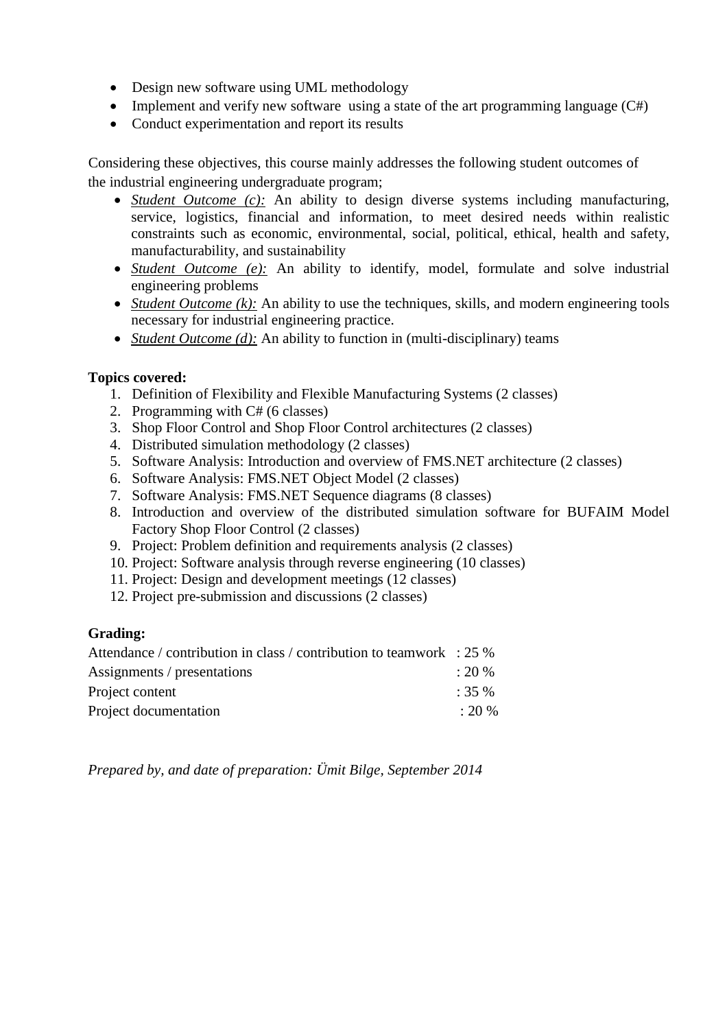- Design new software using UML methodology
- Implement and verify new software using a state of the art programming language (C#)
- Conduct experimentation and report its results

Considering these objectives, this course mainly addresses the following student outcomes of the industrial engineering undergraduate program;

- *Student Outcome (c):* An ability to design diverse systems including manufacturing, service, logistics, financial and information, to meet desired needs within realistic constraints such as economic, environmental, social, political, ethical, health and safety, manufacturability, and sustainability
- *Student Outcome (e):* An ability to identify, model, formulate and solve industrial engineering problems
- *Student Outcome (k):* An ability to use the techniques, skills, and modern engineering tools necessary for industrial engineering practice.
- *Student Outcome (d):* An ability to function in (multi-disciplinary) teams

**Topics covered:**

1. Definition of Flexibility and Flexible Manufacturing Systems (2 classes)
2. Programming with C# (6 classes)
3. Shop Floor Control and Shop Floor Control architectures (2 classes)
4. Distributed simulation methodology (2 classes)
5. Software Analysis: Introduction and overview of FMS.NET architecture (2 classes)
6. Software Analysis: FMS.NET Object Model (2 classes)
7. Software Analysis: FMS.NET Sequence diagrams (8 classes)
8. Introduction and overview of the distributed simulation software for BUFAIM Model Factory Shop Floor Control (2 classes)
9. Project: Problem definition and requirements analysis (2 classes)
10. Project: Software analysis through reverse engineering (10 classes)
11. Project: Design and development meetings (12 classes)
12. Project pre-submission and discussions (2 classes)

**Grading:**

| | |
|---|---|
| Attendance / contribution in class / contribution to teamwork | : 25 % |
| Assignments / presentations | : 20 % |
| Project content | : 35 % |
| Project documentation | : 20 % |

*Prepared by, and date of preparation: Ümit Bilge, September 2014*